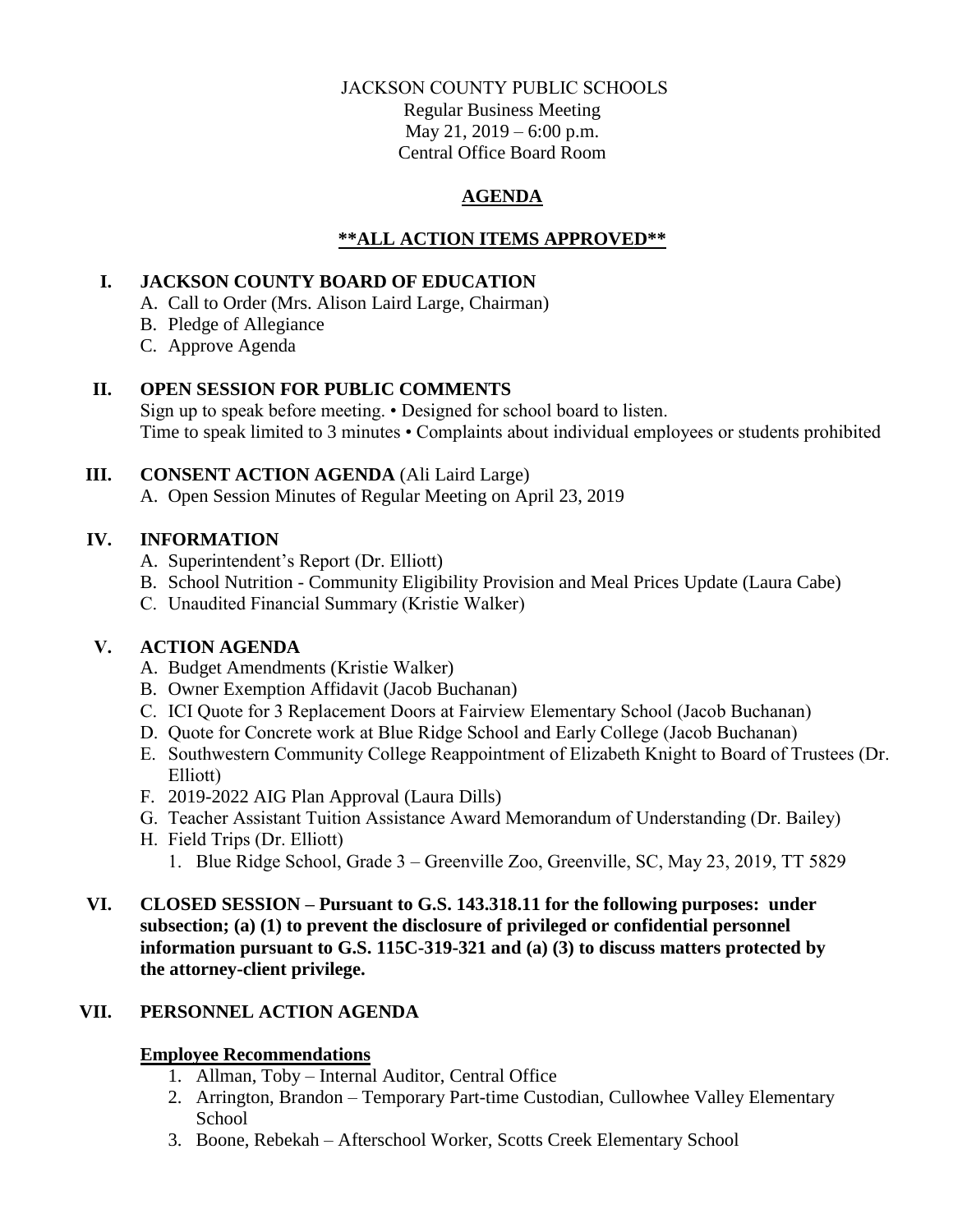JACKSON COUNTY PUBLIC SCHOOLS
Regular Business Meeting
May 21, 2019 – 6:00 p.m.
Central Office Board Room

# AGENDA

## **\*\*ALL ACTION ITEMS APPROVED\*\***

## I. JACKSON COUNTY BOARD OF EDUCATION

A. Call to Order (Mrs. Alison Laird Large, Chairman)
B. Pledge of Allegiance
C. Approve Agenda

## II. OPEN SESSION FOR PUBLIC COMMENTS

Sign up to speak before meeting. • Designed for school board to listen.
Time to speak limited to 3 minutes • Complaints about individual employees or students prohibited

## III. CONSENT ACTION AGENDA (Ali Laird Large)

A. Open Session Minutes of Regular Meeting on April 23, 2019

## IV. INFORMATION

A. Superintendent's Report (Dr. Elliott)
B. School Nutrition - Community Eligibility Provision and Meal Prices Update (Laura Cabe)
C. Unaudited Financial Summary (Kristie Walker)

## V. ACTION AGENDA

A. Budget Amendments (Kristie Walker)
B. Owner Exemption Affidavit (Jacob Buchanan)
C. ICI Quote for 3 Replacement Doors at Fairview Elementary School (Jacob Buchanan)
D. Quote for Concrete work at Blue Ridge School and Early College (Jacob Buchanan)
E. Southwestern Community College Reappointment of Elizabeth Knight to Board of Trustees (Dr. Elliott)
F. 2019-2022 AIG Plan Approval (Laura Dills)
G. Teacher Assistant Tuition Assistance Award Memorandum of Understanding (Dr. Bailey)
H. Field Trips (Dr. Elliott)
   1. Blue Ridge School, Grade 3 – Greenville Zoo, Greenville, SC, May 23, 2019, TT 5829

## VI. CLOSED SESSION – Pursuant to G.S. 143.318.11 for the following purposes: under subsection; (a) (1) to prevent the disclosure of privileged or confidential personnel information pursuant to G.S. 115C-319-321 and (a) (3) to discuss matters protected by the attorney-client privilege.

## VII. PERSONNEL ACTION AGENDA

### Employee Recommendations

1. Allman, Toby – Internal Auditor, Central Office
2. Arrington, Brandon – Temporary Part-time Custodian, Cullowhee Valley Elementary School
3. Boone, Rebekah – Afterschool Worker, Scotts Creek Elementary School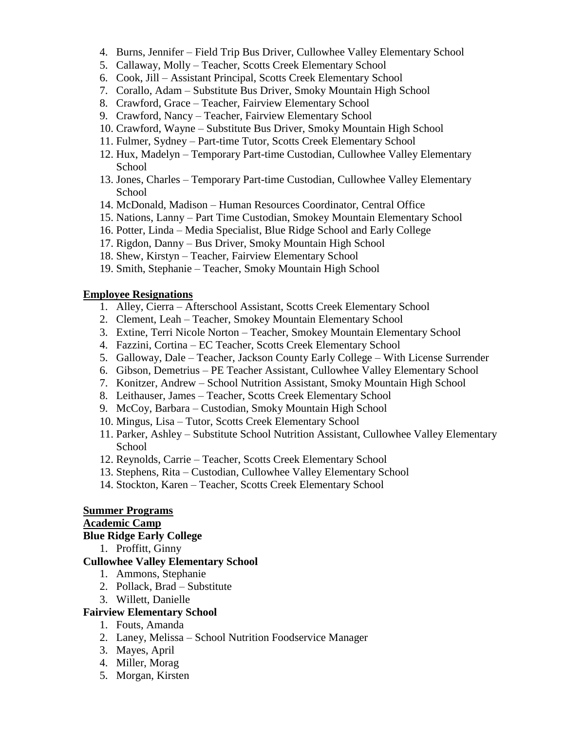4. Burns, Jennifer – Field Trip Bus Driver, Cullowhee Valley Elementary School
5. Callaway, Molly – Teacher, Scotts Creek Elementary School
6. Cook, Jill – Assistant Principal, Scotts Creek Elementary School
7. Corallo, Adam – Substitute Bus Driver, Smoky Mountain High School
8. Crawford, Grace – Teacher, Fairview Elementary School
9. Crawford, Nancy – Teacher, Fairview Elementary School
10. Crawford, Wayne – Substitute Bus Driver, Smoky Mountain High School
11. Fulmer, Sydney – Part-time Tutor, Scotts Creek Elementary School
12. Hux, Madelyn – Temporary Part-time Custodian, Cullowhee Valley Elementary School
13. Jones, Charles – Temporary Part-time Custodian, Cullowhee Valley Elementary School
14. McDonald, Madison – Human Resources Coordinator, Central Office
15. Nations, Lanny – Part Time Custodian, Smokey Mountain Elementary School
16. Potter, Linda – Media Specialist, Blue Ridge School and Early College
17. Rigdon, Danny – Bus Driver, Smoky Mountain High School
18. Shew, Kirstyn – Teacher, Fairview Elementary School
19. Smith, Stephanie – Teacher, Smoky Mountain High School

**Employee Resignations**

1. Alley, Cierra – Afterschool Assistant, Scotts Creek Elementary School
2. Clement, Leah – Teacher, Smokey Mountain Elementary School
3. Extine, Terri Nicole Norton – Teacher, Smokey Mountain Elementary School
4. Fazzini, Cortina – EC Teacher, Scotts Creek Elementary School
5. Galloway, Dale – Teacher, Jackson County Early College – With License Surrender
6. Gibson, Demetrius – PE Teacher Assistant, Cullowhee Valley Elementary School
7. Konitzer, Andrew – School Nutrition Assistant, Smoky Mountain High School
8. Leithauser, James – Teacher, Scotts Creek Elementary School
9. McCoy, Barbara – Custodian, Smoky Mountain High School
10. Mingus, Lisa – Tutor, Scotts Creek Elementary School
11. Parker, Ashley – Substitute School Nutrition Assistant, Cullowhee Valley Elementary School
12. Reynolds, Carrie – Teacher, Scotts Creek Elementary School
13. Stephens, Rita – Custodian, Cullowhee Valley Elementary School
14. Stockton, Karen – Teacher, Scotts Creek Elementary School

**Summer Programs**

**Academic Camp**

**Blue Ridge Early College**

1. Proffitt, Ginny

**Cullowhee Valley Elementary School**

1. Ammons, Stephanie
2. Pollack, Brad – Substitute
3. Willett, Danielle

**Fairview Elementary School**

1. Fouts, Amanda
2. Laney, Melissa – School Nutrition Foodservice Manager
3. Mayes, April
4. Miller, Morag
5. Morgan, Kirsten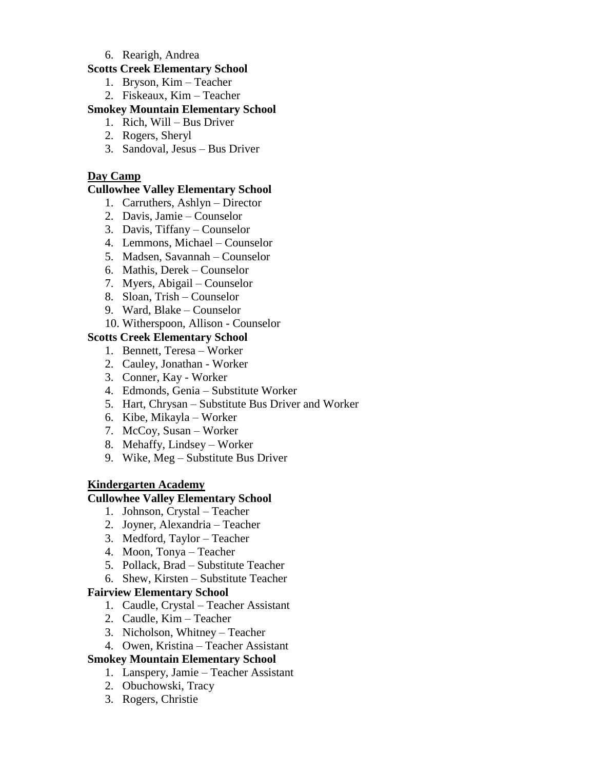6. Rearigh, Andrea

**Scotts Creek Elementary School**

1. Bryson, Kim – Teacher
2. Fiskeaux, Kim – Teacher

**Smokey Mountain Elementary School**

1. Rich, Will – Bus Driver
2. Rogers, Sheryl
3. Sandoval, Jesus – Bus Driver

**Day Camp**

**Cullowhee Valley Elementary School**

1. Carruthers, Ashlyn – Director
2. Davis, Jamie – Counselor
3. Davis, Tiffany – Counselor
4. Lemmons, Michael – Counselor
5. Madsen, Savannah – Counselor
6. Mathis, Derek – Counselor
7. Myers, Abigail – Counselor
8. Sloan, Trish – Counselor
9. Ward, Blake – Counselor
10. Witherspoon, Allison - Counselor

**Scotts Creek Elementary School**

1. Bennett, Teresa – Worker
2. Cauley, Jonathan - Worker
3. Conner, Kay - Worker
4. Edmonds, Genia – Substitute Worker
5. Hart, Chrysan – Substitute Bus Driver and Worker
6. Kibe, Mikayla – Worker
7. McCoy, Susan – Worker
8. Mehaffy, Lindsey – Worker
9. Wike, Meg – Substitute Bus Driver

**Kindergarten Academy**

**Cullowhee Valley Elementary School**

1. Johnson, Crystal – Teacher
2. Joyner, Alexandria – Teacher
3. Medford, Taylor – Teacher
4. Moon, Tonya – Teacher
5. Pollack, Brad – Substitute Teacher
6. Shew, Kirsten – Substitute Teacher

**Fairview Elementary School**

1. Caudle, Crystal – Teacher Assistant
2. Caudle, Kim – Teacher
3. Nicholson, Whitney – Teacher
4. Owen, Kristina – Teacher Assistant

**Smokey Mountain Elementary School**

1. Lanspery, Jamie – Teacher Assistant
2. Obuchowski, Tracy
3. Rogers, Christie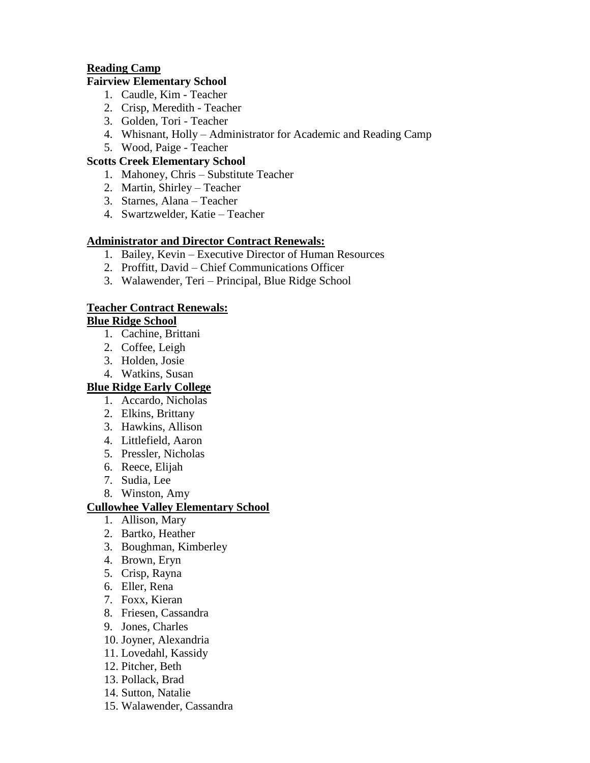**Reading Camp**

**Fairview Elementary School**

1. Caudle, Kim - Teacher
2. Crisp, Meredith - Teacher
3. Golden, Tori - Teacher
4. Whisnant, Holly – Administrator for Academic and Reading Camp
5. Wood, Paige - Teacher

**Scotts Creek Elementary School**

1. Mahoney, Chris – Substitute Teacher
2. Martin, Shirley – Teacher
3. Starnes, Alana – Teacher
4. Swartzwelder, Katie – Teacher

**Administrator and Director Contract Renewals:**

1. Bailey, Kevin – Executive Director of Human Resources
2. Proffitt, David – Chief Communications Officer
3. Walawender, Teri – Principal, Blue Ridge School

**Teacher Contract Renewals:**

**Blue Ridge School**

1. Cachine, Brittani
2. Coffee, Leigh
3. Holden, Josie
4. Watkins, Susan

**Blue Ridge Early College**

1. Accardo, Nicholas
2. Elkins, Brittany
3. Hawkins, Allison
4. Littlefield, Aaron
5. Pressler, Nicholas
6. Reece, Elijah
7. Sudia, Lee
8. Winston, Amy

**Cullowhee Valley Elementary School**

1. Allison, Mary
2. Bartko, Heather
3. Boughman, Kimberley
4. Brown, Eryn
5. Crisp, Rayna
6. Eller, Rena
7. Foxx, Kieran
8. Friesen, Cassandra
9. Jones, Charles
10. Joyner, Alexandria
11. Lovedahl, Kassidy
12. Pitcher, Beth
13. Pollack, Brad
14. Sutton, Natalie
15. Walawender, Cassandra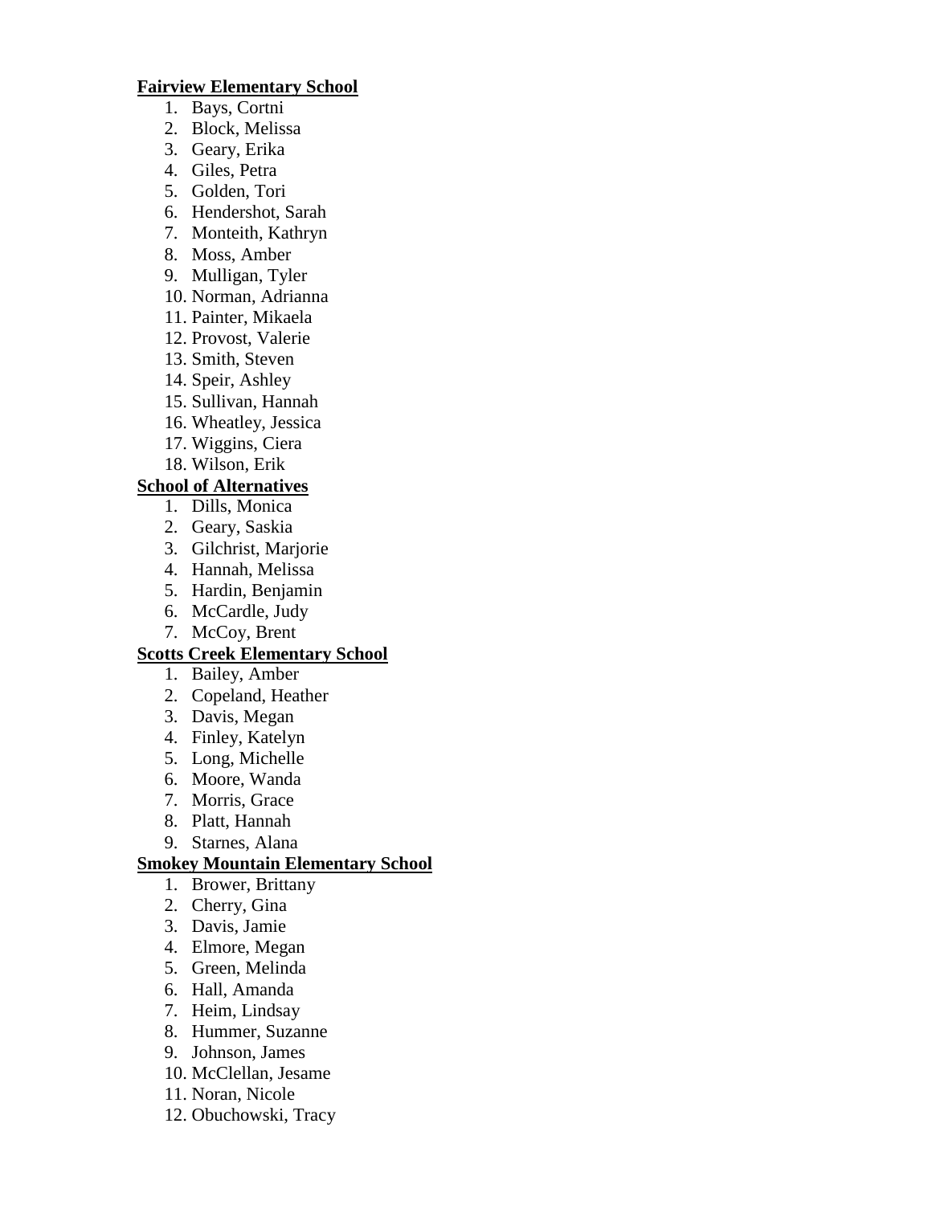**Fairview Elementary School**

1. Bays, Cortni
2. Block, Melissa
3. Geary, Erika
4. Giles, Petra
5. Golden, Tori
6. Hendershot, Sarah
7. Monteith, Kathryn
8. Moss, Amber
9. Mulligan, Tyler
10. Norman, Adrianna
11. Painter, Mikaela
12. Provost, Valerie
13. Smith, Steven
14. Speir, Ashley
15. Sullivan, Hannah
16. Wheatley, Jessica
17. Wiggins, Ciera
18. Wilson, Erik

**School of Alternatives**

1. Dills, Monica
2. Geary, Saskia
3. Gilchrist, Marjorie
4. Hannah, Melissa
5. Hardin, Benjamin
6. McCardle, Judy
7. McCoy, Brent

**Scotts Creek Elementary School**

1. Bailey, Amber
2. Copeland, Heather
3. Davis, Megan
4. Finley, Katelyn
5. Long, Michelle
6. Moore, Wanda
7. Morris, Grace
8. Platt, Hannah
9. Starnes, Alana

**Smokey Mountain Elementary School**

1. Brower, Brittany
2. Cherry, Gina
3. Davis, Jamie
4. Elmore, Megan
5. Green, Melinda
6. Hall, Amanda
7. Heim, Lindsay
8. Hummer, Suzanne
9. Johnson, James
10. McClellan, Jesame
11. Noran, Nicole
12. Obuchowski, Tracy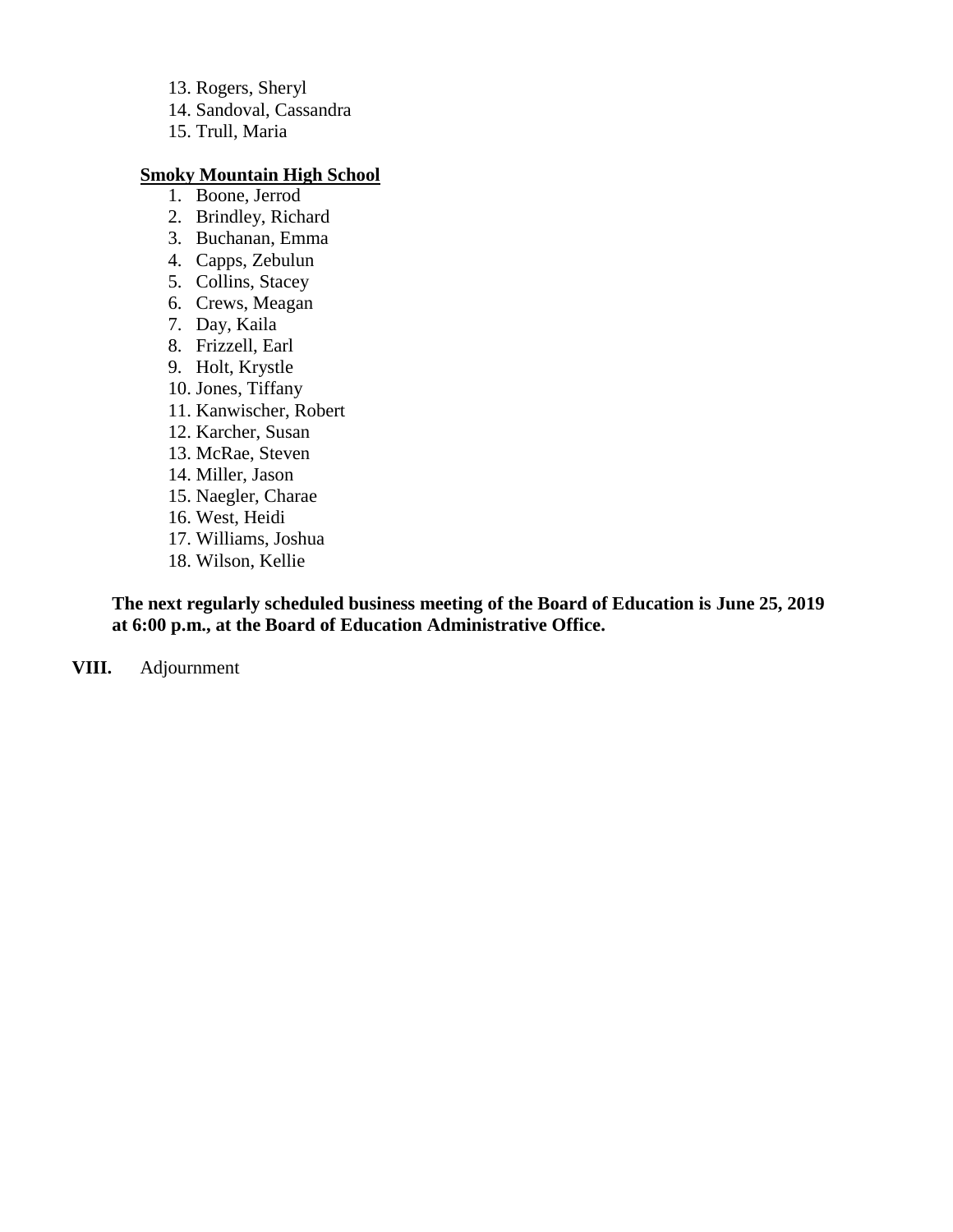13. Rogers, Sheryl
14. Sandoval, Cassandra
15. Trull, Maria

**Smoky Mountain High School**

1. Boone, Jerrod
2. Brindley, Richard
3. Buchanan, Emma
4. Capps, Zebulun
5. Collins, Stacey
6. Crews, Meagan
7. Day, Kaila
8. Frizzell, Earl
9. Holt, Krystle
10. Jones, Tiffany
11. Kanwischer, Robert
12. Karcher, Susan
13. McRae, Steven
14. Miller, Jason
15. Naegler, Charae
16. West, Heidi
17. Williams, Joshua
18. Wilson, Kellie

**The next regularly scheduled business meeting of the Board of Education is June 25, 2019 at 6:00 p.m., at the Board of Education Administrative Office.**

**VIII.** Adjournment